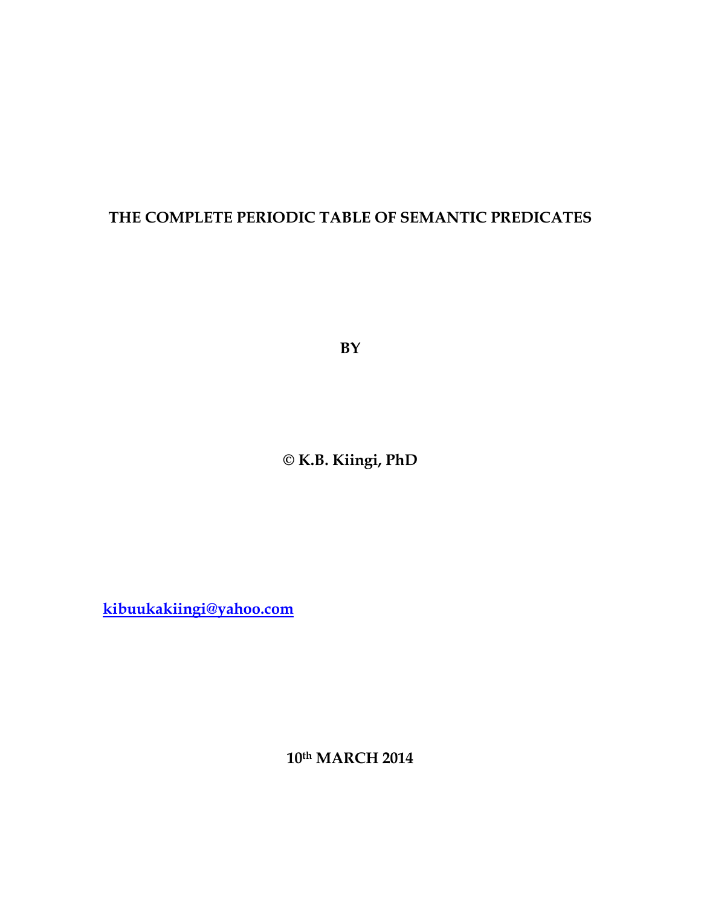# THE COMPLETE PERIODIC TABLE OF SEMANTIC PREDICATES

**BY**

**© K.B. Kiingi, PhD**

**kibuukakiingi@yahoo.com**

**10th MARCH 2014**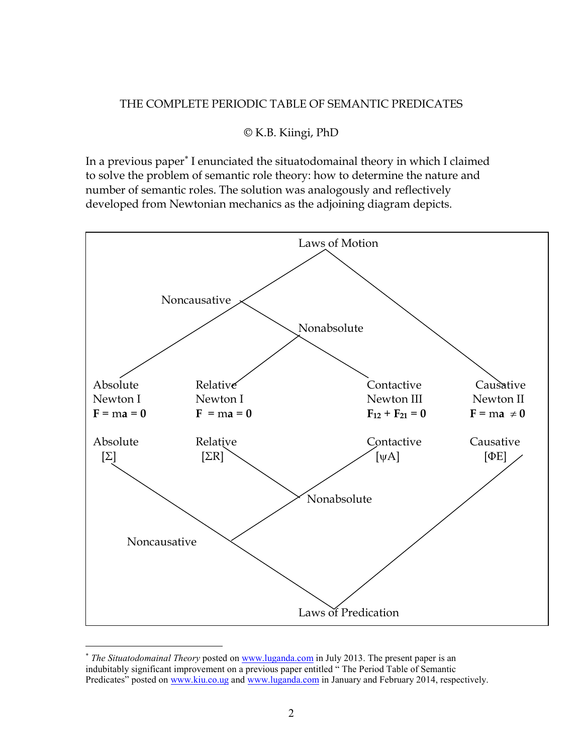THE COMPLETE PERIODIC TABLE OF SEMANTIC PREDICATES

© K.B. Kiingi, PhD

In a previous paper* I enunciated the situatodomainal theory in which I claimed to solve the problem of semantic role theory: how to determine the nature and number of semantic roles. The solution was analogously and reflectively developed from Newtonian mechanics as the adjoining diagram depicts.

Laws of Motion

- Noncausative
  - Absolute
  - Nonabsolute
    - Relative
    - Contactive
- Causative

| Absolute | Relative | Contactive | Causative |
|---|---|---|---|
| Newton I | Newton I | Newton III | Newton II |
| $\mathbf{F} = m\mathbf{a} = \mathbf{0}$ | $\mathbf{F} = m\mathbf{a} = \mathbf{0}$ | $\mathbf{F}_{12} + \mathbf{F}_{21} = \mathbf{0}$ | $\mathbf{F} = m\mathbf{a} \neq \mathbf{0}$ |
| Absolute | Relative | Contactive | Causative |
| [Σ] | [ΣR] | [ψA] | [ΦE] |

Laws of Predication

- Noncausative
  - Absolute
  - Nonabsolute
    - Relative
    - Contactive
- Causative

---

* *The Situatodomainal Theory* posted on www.luganda.com in July 2013. The present paper is an indubitably significant improvement on a previous paper entitled " The Period Table of Semantic Predicates" posted on www.kiu.co.ug and www.luganda.com in January and February 2014, respectively.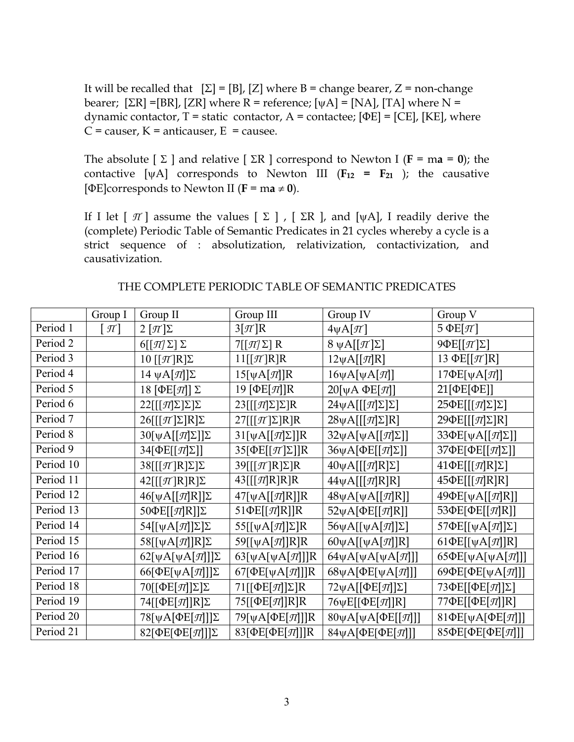It will be recalled that [Σ] = [B], [Z] where B = change bearer, Z = non-change bearer; [ΣR] =[BR], [ZR] where R = reference; [ψA] = [NA], [TA] where N = dynamic contactor, T = static contactor, A = contactee; [ΦE] = [CE], [KE], where C = causer, K = anticauser, E = causee.

The absolute [ Σ ] and relative [ ΣR ] correspond to Newton I ($\mathbf{F} = m\mathbf{a} = \mathbf{0}$); the contactive [ψA] corresponds to Newton III ($\mathbf{F_{12}} = \mathbf{F_{21}}$); the causative [ΦE]corresponds to Newton II ($\mathbf{F} = m\mathbf{a} \neq \mathbf{0}$).

If I let [ $\mathcal{T}$ ] assume the values [ Σ ] , [ ΣR ], and [ψA], I readily derive the (complete) Periodic Table of Semantic Predicates in 21 cycles whereby a cycle is a strict sequence of : absolutization, relativization, contactivization, and causativization.

THE COMPLETE PERIODIC TABLE OF SEMANTIC PREDICATES

| | Group I | Group II | Group III | Group IV | Group V |
|---|---|---|---|---|---|
| Period 1 | [ $\mathcal{T}$ ] | 2 [$\mathcal{T}$]Σ | 3[$\mathcal{T}$]R | 4ψA[$\mathcal{T}$] | 5 ΦE[$\mathcal{T}$] |
| Period 2 | | 6[[$\mathcal{T}$]Σ] Σ | 7[[$\mathcal{T}$]Σ] R | 8 ψA[[$\mathcal{T}$]Σ] | 9ΦE[[$\mathcal{T}$]Σ] |
| Period 3 | | 10 [[$\mathcal{T}$]R]Σ | 11[[$\mathcal{T}$]R]R | 12ψA[[$\mathcal{T}$]R] | 13 ΦE[[$\mathcal{T}$]R] |
| Period 4 | | 14 ψA[$\mathcal{T}$]]Σ | 15[ψA[$\mathcal{T}$]]R | 16ψA[ψA[$\mathcal{T}$]] | 17ΦE[ψA[$\mathcal{T}$]] |
| Period 5 | | 18 [ΦE[$\mathcal{T}$]] Σ | 19 [ΦE[$\mathcal{T}$]]R | 20[ψA ΦE[$\mathcal{T}$]] | 21[ΦE[ΦE]] |
| Period 6 | | 22[[[$\mathcal{T}$]Σ]Σ]Σ | 23[[[$\mathcal{T}$]Σ]Σ]R | 24ψA[[[$\mathcal{T}$]Σ]Σ] | 25ΦE[[[$\mathcal{T}$]Σ]Σ] |
| Period 7 | | 26[[[$\mathcal{T}$]Σ]R]Σ | 27[[[$\mathcal{T}$]Σ]R]R | 28ψA[[[$\mathcal{T}$]Σ]R] | 29ΦE[[[$\mathcal{T}$]Σ]R] |
| Period 8 | | 30[ψA[[$\mathcal{T}$]Σ]]Σ | 31[ψA[[$\mathcal{T}$]Σ]]R | 32ψA[ψA[[$\mathcal{T}$]Σ]] | 33ΦE[ψA[[$\mathcal{T}$]Σ]] |
| Period 9 | | 34[ΦE[[$\mathcal{T}$]Σ]] | 35[ΦE[[$\mathcal{T}$]Σ]]R | 36ψA[ΦE[[$\mathcal{T}$]Σ]] | 37ΦE[ΦE[[$\mathcal{T}$]Σ]] |
| Period 10 | | 38[[[$\mathcal{T}$]R]Σ]Σ | 39[[[$\mathcal{T}$]R]Σ]R | 40ψA[[[$\mathcal{T}$]R]Σ] | 41ΦE[[[$\mathcal{T}$]R]Σ] |
| Period 11 | | 42[[[$\mathcal{T}$]R]R]Σ | 43[[[$\mathcal{T}$]R]R]R | 44ψA[[[$\mathcal{T}$]R]R] | 45ΦE[[[$\mathcal{T}$]R]R] |
| Period 12 | | 46[ψA[[$\mathcal{T}$]R]]Σ | 47[ψA[[$\mathcal{T}$]R]]R | 48ψA[ψA[[$\mathcal{T}$]R]] | 49ΦE[ψA[[$\mathcal{T}$]R]] |
| Period 13 | | 50ΦE[[$\mathcal{T}$]R]]Σ | 51ΦE[[$\mathcal{T}$]R]]R | 52ψA[ΦE[[$\mathcal{T}$]R]] | 53ΦE[ΦE[[$\mathcal{T}$]R]] |
| Period 14 | | 54[[ψA[$\mathcal{T}$]]Σ]Σ | 55[[ψA[$\mathcal{T}$]]Σ]R | 56ψA[[ψA[$\mathcal{T}$]]Σ] | 57ΦE[[ψA[$\mathcal{T}$]]Σ] |
| Period 15 | | 58[[ψA[$\mathcal{T}$]]R]Σ | 59[[ψA[$\mathcal{T}$]]R]R | 60ψA[[ψA[$\mathcal{T}$]]R] | 61ΦE[[ψA[$\mathcal{T}$]]R] |
| Period 16 | | 62[ψA[ψA[$\mathcal{T}$]]]Σ | 63[ψA[ψA[$\mathcal{T}$]]]R | 64ψA[ψA[ψA[$\mathcal{T}$]]] | 65ΦE[ψA[ψA[$\mathcal{T}$]]] |
| Period 17 | | 66[ΦE[ψA[$\mathcal{T}$]]]Σ | 67[ΦE[ψA[$\mathcal{T}$]]]R | 68ψA[ΦE[ψA[$\mathcal{T}$]]] | 69ΦE[ΦE[ψA[$\mathcal{T}$]]] |
| Period 18 | | 70[[ΦE[$\mathcal{T}$]]Σ]Σ | 71[[ΦE[$\mathcal{T}$]]Σ]R | 72ψA[[ΦE[$\mathcal{T}$]]Σ] | 73ΦE[[ΦE[$\mathcal{T}$]]Σ] |
| Period 19 | | 74[[ΦE[$\mathcal{T}$]]R]Σ | 75[[ΦE[$\mathcal{T}$]]R]R | 76ψE[[ΦE[$\mathcal{T}$]]R] | 77ΦE[[ΦE[$\mathcal{T}$]]R] |
| Period 20 | | 78[ψA[ΦE[$\mathcal{T}$]]]Σ | 79[ψA[ΦE[$\mathcal{T}$]]]R | 80ψA[ψA[ΦE[[$\mathcal{T}$]]] | 81ΦE[ψA[ΦE[$\mathcal{T}$]]] |
| Period 21 | | 82[ΦE[ΦE[$\mathcal{T}$]]]Σ | 83[ΦE[ΦE[$\mathcal{T}$]]]R | 84ψA[ΦE[ΦE[$\mathcal{T}$]]] | 85ΦE[ΦE[ΦE[$\mathcal{T}$]]] |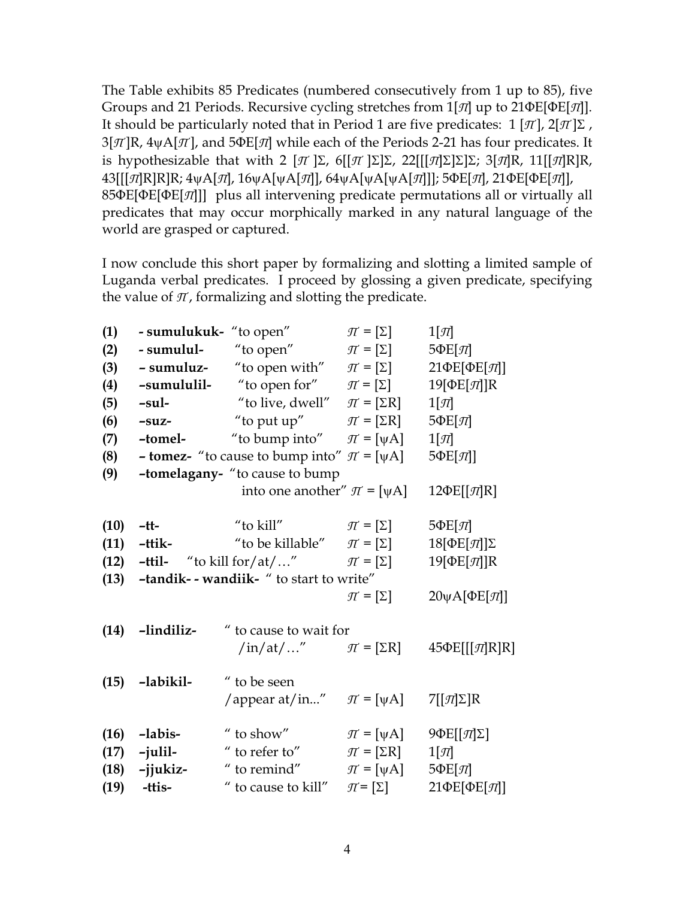The Table exhibits 85 Predicates (numbered consecutively from 1 up to 85), five Groups and 21 Periods. Recursive cycling stretches from $1[\pi]$ up to $21\Phi E[\Phi E[\pi]]$. It should be particularly noted that in Period 1 are five predicates: $1[\pi]$, $2[\pi]\Sigma$, $3[\pi]R$, $4\psi A[\pi]$, and $5\Phi E[\pi]$ while each of the Periods 2-21 has four predicates. It is hypothesizable that with $2[\pi]\Sigma$, $6[[\pi]\Sigma]\Sigma$, $22[[[\pi]\Sigma]\Sigma]\Sigma$; $3[\pi]R$, $11[[\pi]R]R$, $43[[[\pi]R]R]R$; $4\psi A[\pi]$, $16\psi A[\psi A[\pi]]$, $64\psi A[\psi A[\psi A[\pi]]]$; $5\Phi E[\pi]$, $21\Phi E[\Phi E[\pi]]$, $85\Phi E[\Phi E[\Phi E[\pi]]]$ plus all intervening predicate permutations all or virtually all predicates that may occur morphically marked in any natural language of the world are grasped or captured.

I now conclude this short paper by formalizing and slotting a limited sample of Luganda verbal predicates. I proceed by glossing a given predicate, specifying the value of $\pi$, formalizing and slotting the predicate.

| | | | | |
|---|---|---|---|---|
| **(1)** | **- sumulukuk-** | "to open" | $\pi = [\Sigma]$ | $1[\pi]$ |
| **(2)** | **- sumulul-** | "to open" | $\pi = [\Sigma]$ | $5\Phi E[\pi]$ |
| **(3)** | **– sumuluz-** | "to open with" | $\pi = [\Sigma]$ | $21\Phi E[\Phi E[\pi]]$ |
| **(4)** | **–sumululil-** | "to open for" | $\pi = [\Sigma]$ | $19[\Phi E[\pi]]R$ |
| **(5)** | **–sul-** | "to live, dwell" | $\pi = [\Sigma R]$ | $1[\pi]$ |
| **(6)** | **–suz-** | "to put up" | $\pi = [\Sigma R]$ | $5\Phi E[\pi]$ |
| **(7)** | **–tomel-** | "to bump into" | $\pi = [\psi A]$ | $1[\pi]$ |
| **(8)** | **– tomez-** | "to cause to bump into" | $\pi = [\psi A]$ | $5\Phi E[\pi]]$ |
| **(9)** | **–tomelagany-** | "to cause to bump into one another" | $\pi = [\psi A]$ | $12\Phi E[[\pi]R]$ |
| **(10)** | **–tt-** | "to kill" | $\pi = [\Sigma]$ | $5\Phi E[\pi]$ |
| **(11)** | **–ttik-** | "to be killable" | $\pi = [\Sigma]$ | $18[\Phi E[\pi]]\Sigma$ |
| **(12)** | **–ttil-** | "to kill for/at/…" | $\pi = [\Sigma]$ | $19[\Phi E[\pi]]R$ |
| **(13)** | **–tandik- - wandiik-** | " to start to write" | $\pi = [\Sigma]$ | $20\psi A[\Phi E[\pi]]$ |
| **(14)** | **–lindiliz-** | " to cause to wait for /in/at/…" | $\pi = [\Sigma R]$ | $45\Phi E[[[\pi]R]R]$ |
| **(15)** | **–labikil-** | " to be seen /appear at/in..." | $\pi = [\psi A]$ | $7[[\pi]\Sigma]R$ |
| **(16)** | **–labis-** | " to show" | $\pi = [\psi A]$ | $9\Phi E[[\pi]\Sigma]$ |
| **(17)** | **–julil-** | " to refer to" | $\pi = [\Sigma R]$ | $1[\pi]$ |
| **(18)** | **–jjukiz-** | " to remind" | $\pi = [\psi A]$ | $5\Phi E[\pi]$ |
| **(19)** | **-ttis-** | " to cause to kill" | $\pi = [\Sigma]$ | $21\Phi E[\Phi E[\pi]]$ |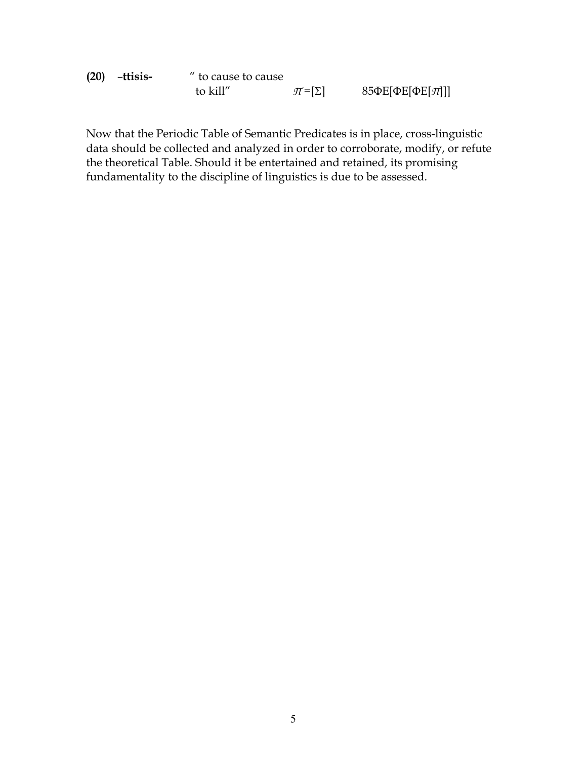**(20)** **–ttisis-** " to cause to cause to kill" $\mathcal{T}=[\Sigma]$ $85\Phi E[\Phi E[\Phi E[\mathcal{T}]]]$

Now that the Periodic Table of Semantic Predicates is in place, cross-linguistic data should be collected and analyzed in order to corroborate, modify, or refute the theoretical Table. Should it be entertained and retained, its promising fundamentality to the discipline of linguistics is due to be assessed.